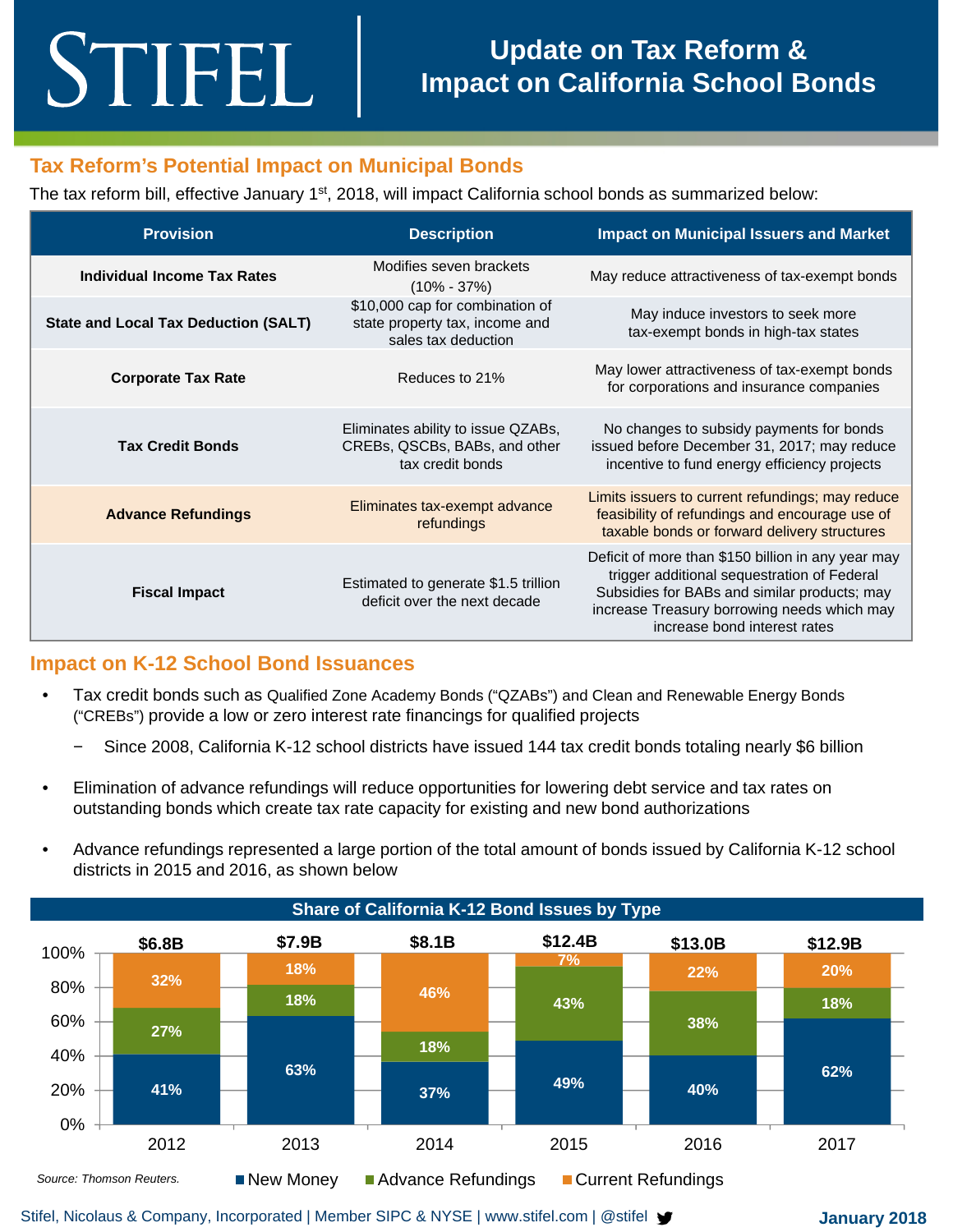# STIFEL | Update on Tax Reform & Impact on California School Bonds

## Tax Reform's Potential Impact on Municipal Bonds

The tax reform bill, effective January 1st, 2018, will impact California school bonds as summarized below:

| Provision | Description | Impact on Municipal Issuers and Market |
|---|---|---|
| **Individual Income Tax Rates** | Modifies seven brackets (10% - 37%) | May reduce attractiveness of tax-exempt bonds |
| **State and Local Tax Deduction (SALT)** | $10,000 cap for combination of state property tax, income and sales tax deduction | May induce investors to seek more tax-exempt bonds in high-tax states |
| **Corporate Tax Rate** | Reduces to 21% | May lower attractiveness of tax-exempt bonds for corporations and insurance companies |
| **Tax Credit Bonds** | Eliminates ability to issue QZABs, CREBs, QSCBs, BABs, and other tax credit bonds | No changes to subsidy payments for bonds issued before December 31, 2017; may reduce incentive to fund energy efficiency projects |
| **Advance Refundings** | Eliminates tax-exempt advance refundings | Limits issuers to current refundings; may reduce feasibility of refundings and encourage use of taxable bonds or forward delivery structures |
| **Fiscal Impact** | Estimated to generate $1.5 trillion deficit over the next decade | Deficit of more than $150 billion in any year may trigger additional sequestration of Federal Subsidies for BABs and similar products; may increase Treasury borrowing needs which may increase bond interest rates |

## Impact on K-12 School Bond Issuances

- Tax credit bonds such as Qualified Zone Academy Bonds ("QZABs") and Clean and Renewable Energy Bonds ("CREBs") provide a low or zero interest rate financings for qualified projects
  - Since 2008, California K-12 school districts have issued 144 tax credit bonds totaling nearly $6 billion
- Elimination of advance refundings will reduce opportunities for lowering debt service and tax rates on outstanding bonds which create tax rate capacity for existing and new bond authorizations
- Advance refundings represented a large portion of the total amount of bonds issued by California K-12 school districts in 2015 and 2016, as shown below

**Share of California K-12 Bond Issues by Type**

100%
80%
60%
40%
20%
0%

2012: $6.8B — 32%, 27%, 41%
2013: $7.9B — 18%, 18%, 63%
2014: $8.1B — 46%, 18%, 37%
2015: $12.4B — 7%, 43%, 49%
2016: $13.0B — 22%, 38%, 40%
2017: $12.9B — 20%, 18%, 62%

New Money | Advance Refundings | Current Refundings

*Source: Thomson Reuters.*

Stifel, Nicolaus & Company, Incorporated | Member SIPC & NYSE | www.stifel.com | @stifel

**January 2018**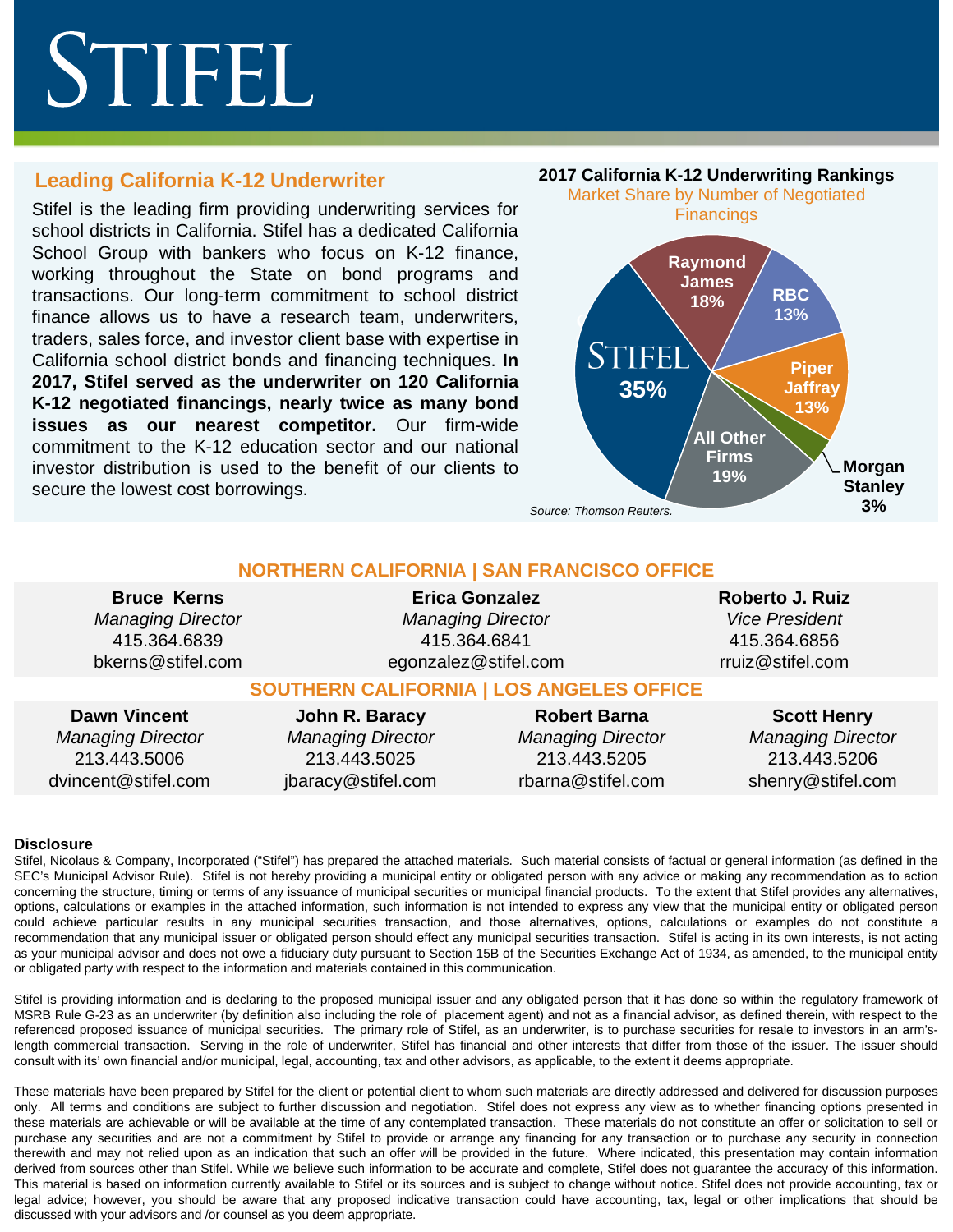# STIFEL

## Leading California K-12 Underwriter

Stifel is the leading firm providing underwriting services for school districts in California. Stifel has a dedicated California School Group with bankers who focus on K-12 finance, working throughout the State on bond programs and transactions. Our long-term commitment to school district finance allows us to have a research team, underwriters, traders, sales force, and investor client base with expertise in California school district bonds and financing techniques. **In 2017, Stifel served as the underwriter on 120 California K-12 negotiated financings, nearly twice as many bond issues as our nearest competitor.** Our firm-wide commitment to the K-12 education sector and our national investor distribution is used to the benefit of our clients to secure the lowest cost borrowings.

**2017 California K-12 Underwriting Rankings**

Market Share by Number of Negotiated Financings

Stifel 35%

Raymond James 18%

RBC 13%

Piper Jaffray 13%

Morgan Stanley 3%

All Other Firms 19%

*Source: Thomson Reuters.*

## NORTHERN CALIFORNIA | SAN FRANCISCO OFFICE

| | | |
|---|---|---|
| **Bruce Kerns** | **Erica Gonzalez** | **Roberto J. Ruiz** |
| *Managing Director* | *Managing Director* | *Vice President* |
| 415.364.6839 | 415.364.6841 | 415.364.6856 |
| bkerns@stifel.com | egonzalez@stifel.com | rruiz@stifel.com |

## SOUTHERN CALIFORNIA | LOS ANGELES OFFICE

| | | | |
|---|---|---|---|
| **Dawn Vincent** | **John R. Baracy** | **Robert Barna** | **Scott Henry** |
| *Managing Director* | *Managing Director* | *Managing Director* | *Managing Director* |
| 213.443.5006 | 213.443.5025 | 213.443.5205 | 213.443.5206 |
| dvincent@stifel.com | jbaracy@stifel.com | rbarna@stifel.com | shenry@stifel.com |

**Disclosure**

Stifel, Nicolaus & Company, Incorporated ("Stifel") has prepared the attached materials. Such material consists of factual or general information (as defined in the SEC's Municipal Advisor Rule). Stifel is not hereby providing a municipal entity or obligated person with any advice or making any recommendation as to action concerning the structure, timing or terms of any issuance of municipal securities or municipal financial products. To the extent that Stifel provides any alternatives, options, calculations or examples in the attached information, such information is not intended to express any view that the municipal entity or obligated person could achieve particular results in any municipal securities transaction, and those alternatives, options, calculations or examples do not constitute a recommendation that any municipal issuer or obligated person should effect any municipal securities transaction. Stifel is acting in its own interests, is not acting as your municipal advisor and does not owe a fiduciary duty pursuant to Section 15B of the Securities Exchange Act of 1934, as amended, to the municipal entity or obligated party with respect to the information and materials contained in this communication.

Stifel is providing information and is declaring to the proposed municipal issuer and any obligated person that it has done so within the regulatory framework of MSRB Rule G-23 as an underwriter (by definition also including the role of placement agent) and not as a financial advisor, as defined therein, with respect to the referenced proposed issuance of municipal securities. The primary role of Stifel, as an underwriter, is to purchase securities for resale to investors in an arm's-length commercial transaction. Serving in the role of underwriter, Stifel has financial and other interests that differ from those of the issuer. The issuer should consult with its' own financial and/or municipal, legal, accounting, tax and other advisors, as applicable, to the extent it deems appropriate.

These materials have been prepared by Stifel for the client or potential client to whom such materials are directly addressed and delivered for discussion purposes only. All terms and conditions are subject to further discussion and negotiation. Stifel does not express any view as to whether financing options presented in these materials are achievable or will be available at the time of any contemplated transaction. These materials do not constitute an offer or solicitation to sell or purchase any securities and are not a commitment by Stifel to provide or arrange any financing for any transaction or to purchase any security in connection therewith and may not relied upon as an indication that such an offer will be provided in the future. Where indicated, this presentation may contain information derived from sources other than Stifel. While we believe such information to be accurate and complete, Stifel does not guarantee the accuracy of this information. This material is based on information currently available to Stifel or its sources and is subject to change without notice. Stifel does not provide accounting, tax or legal advice; however, you should be aware that any proposed indicative transaction could have accounting, tax, legal or other implications that should be discussed with your advisors and /or counsel as you deem appropriate.